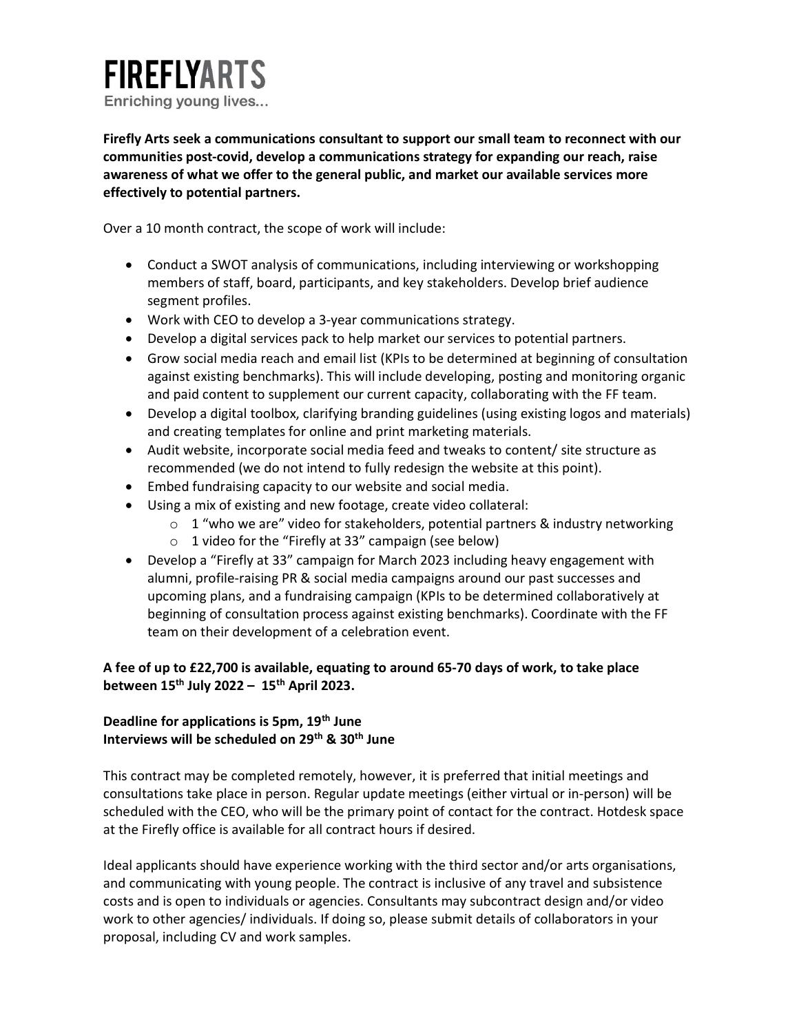# FIREFLYARTS

Enriching young lives...

**Firefly Arts seek a communications consultant to support our small team to reconnect with our communities post-covid, develop a communications strategy for expanding our reach, raise awareness of what we offer to the general public, and market our available services more effectively to potential partners.**

Over a 10 month contract, the scope of work will include:

- Conduct a SWOT analysis of communications, including interviewing or workshopping members of staff, board, participants, and key stakeholders. Develop brief audience segment profiles.
- Work with CEO to develop a 3-year communications strategy.
- Develop a digital services pack to help market our services to potential partners.
- Grow social media reach and email list (KPIs to be determined at beginning of consultation against existing benchmarks). This will include developing, posting and monitoring organic and paid content to supplement our current capacity, collaborating with the FF team.
- Develop a digital toolbox, clarifying branding guidelines (using existing logos and materials) and creating templates for online and print marketing materials.
- Audit website, incorporate social media feed and tweaks to content/ site structure as recommended (we do not intend to fully redesign the website at this point).
- Embed fundraising capacity to our website and social media.
- Using a mix of existing and new footage, create video collateral:
    - 1 "who we are" video for stakeholders, potential partners & industry networking
    - 1 video for the "Firefly at 33" campaign (see below)
- Develop a "Firefly at 33" campaign for March 2023 including heavy engagement with alumni, profile-raising PR & social media campaigns around our past successes and upcoming plans, and a fundraising campaign (KPIs to be determined collaboratively at beginning of consultation process against existing benchmarks). Coordinate with the FF team on their development of a celebration event.

**A fee of up to £22,700 is available, equating to around 65-70 days of work, to take place between 15th July 2022 – 15th April 2023.**

**Deadline for applications is 5pm, 19th June**
**Interviews will be scheduled on 29th & 30th June**

This contract may be completed remotely, however, it is preferred that initial meetings and consultations take place in person. Regular update meetings (either virtual or in-person) will be scheduled with the CEO, who will be the primary point of contact for the contract. Hotdesk space at the Firefly office is available for all contract hours if desired.

Ideal applicants should have experience working with the third sector and/or arts organisations, and communicating with young people. The contract is inclusive of any travel and subsistence costs and is open to individuals or agencies. Consultants may subcontract design and/or video work to other agencies/ individuals. If doing so, please submit details of collaborators in your proposal, including CV and work samples.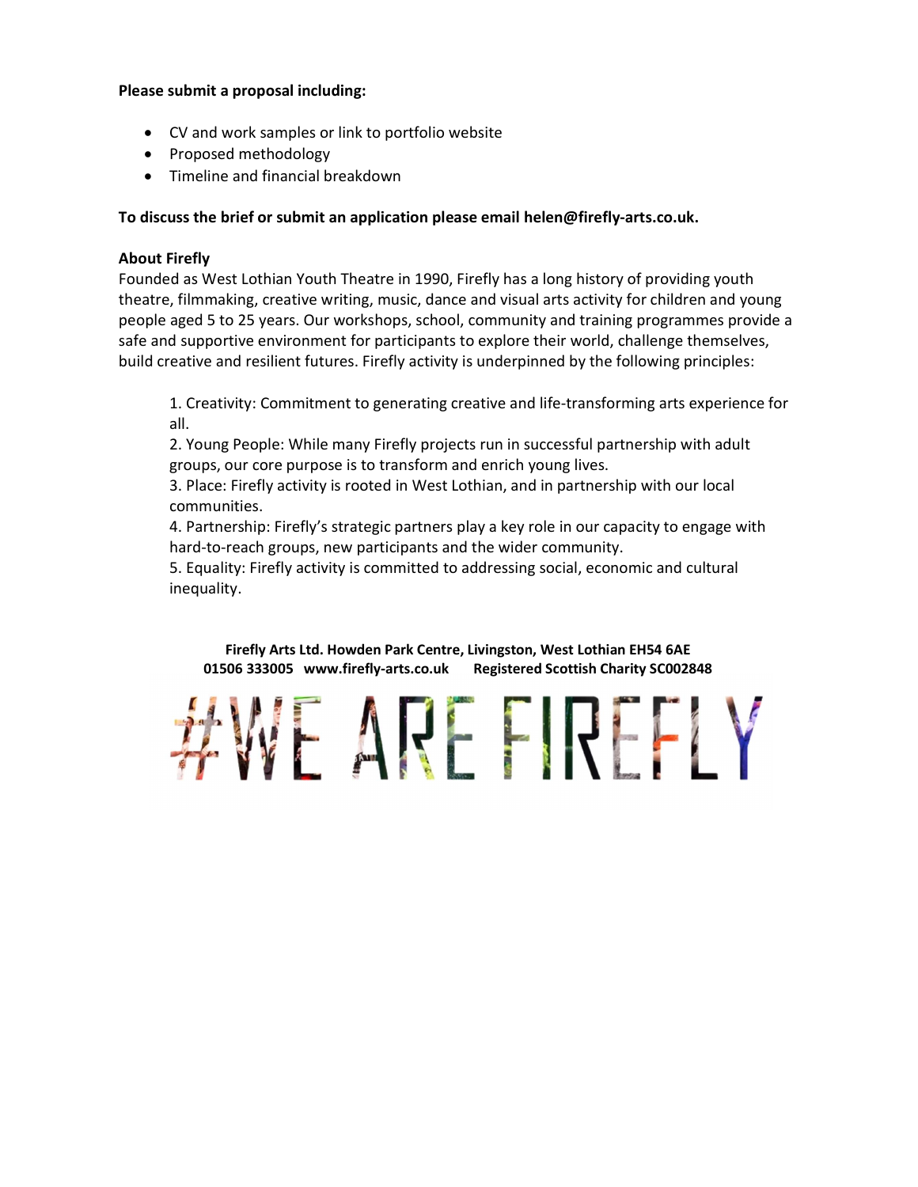**Please submit a proposal including:**

- CV and work samples or link to portfolio website
- Proposed methodology
- Timeline and financial breakdown

**To discuss the brief or submit an application please email helen@firefly-arts.co.uk.**

**About Firefly**

Founded as West Lothian Youth Theatre in 1990, Firefly has a long history of providing youth theatre, filmmaking, creative writing, music, dance and visual arts activity for children and young people aged 5 to 25 years. Our workshops, school, community and training programmes provide a safe and supportive environment for participants to explore their world, challenge themselves, build creative and resilient futures. Firefly activity is underpinned by the following principles:

1. Creativity: Commitment to generating creative and life-transforming arts experience for all.
2. Young People: While many Firefly projects run in successful partnership with adult groups, our core purpose is to transform and enrich young lives.
3. Place: Firefly activity is rooted in West Lothian, and in partnership with our local communities.
4. Partnership: Firefly's strategic partners play a key role in our capacity to engage with hard-to-reach groups, new participants and the wider community.
5. Equality: Firefly activity is committed to addressing social, economic and cultural inequality.

**Firefly Arts Ltd. Howden Park Centre, Livingston, West Lothian EH54 6AE**
**01506 333005 www.firefly-arts.co.uk Registered Scottish Charity SC002848**

#WE ARE FIREFLY